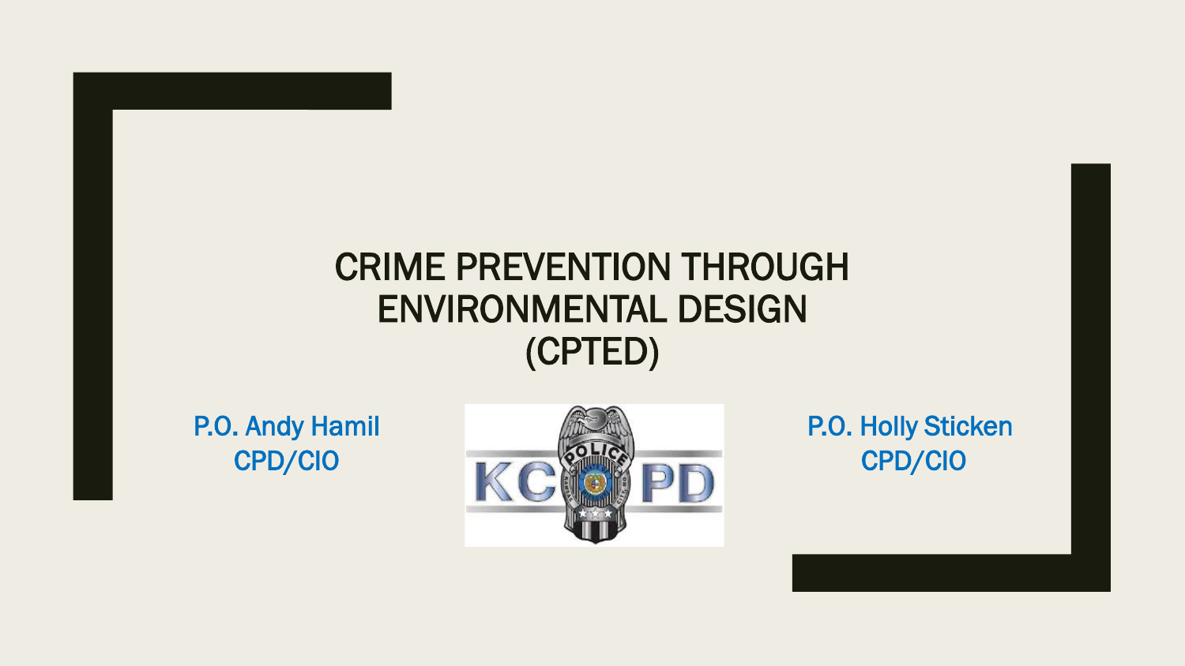# CRIME PREVENTION THROUGH ENVIRONMENTAL DESIGN (CPTED)

P.O. Andy Hamil
CPD/CIO

P.O. Holly Sticken
CPD/CIO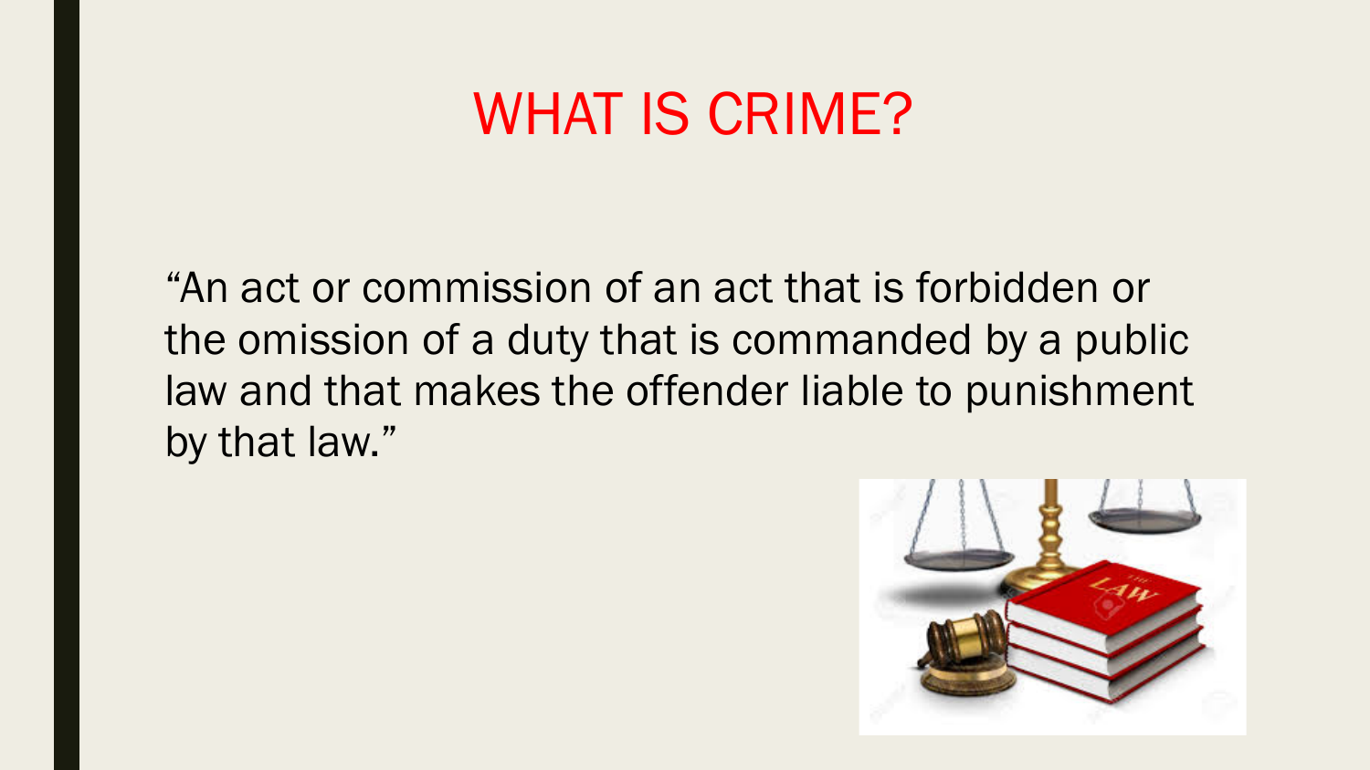# WHAT IS CRIME?

"An act or commission of an act that is forbidden or the omission of a duty that is commanded by a public law and that makes the offender liable to punishment by that law."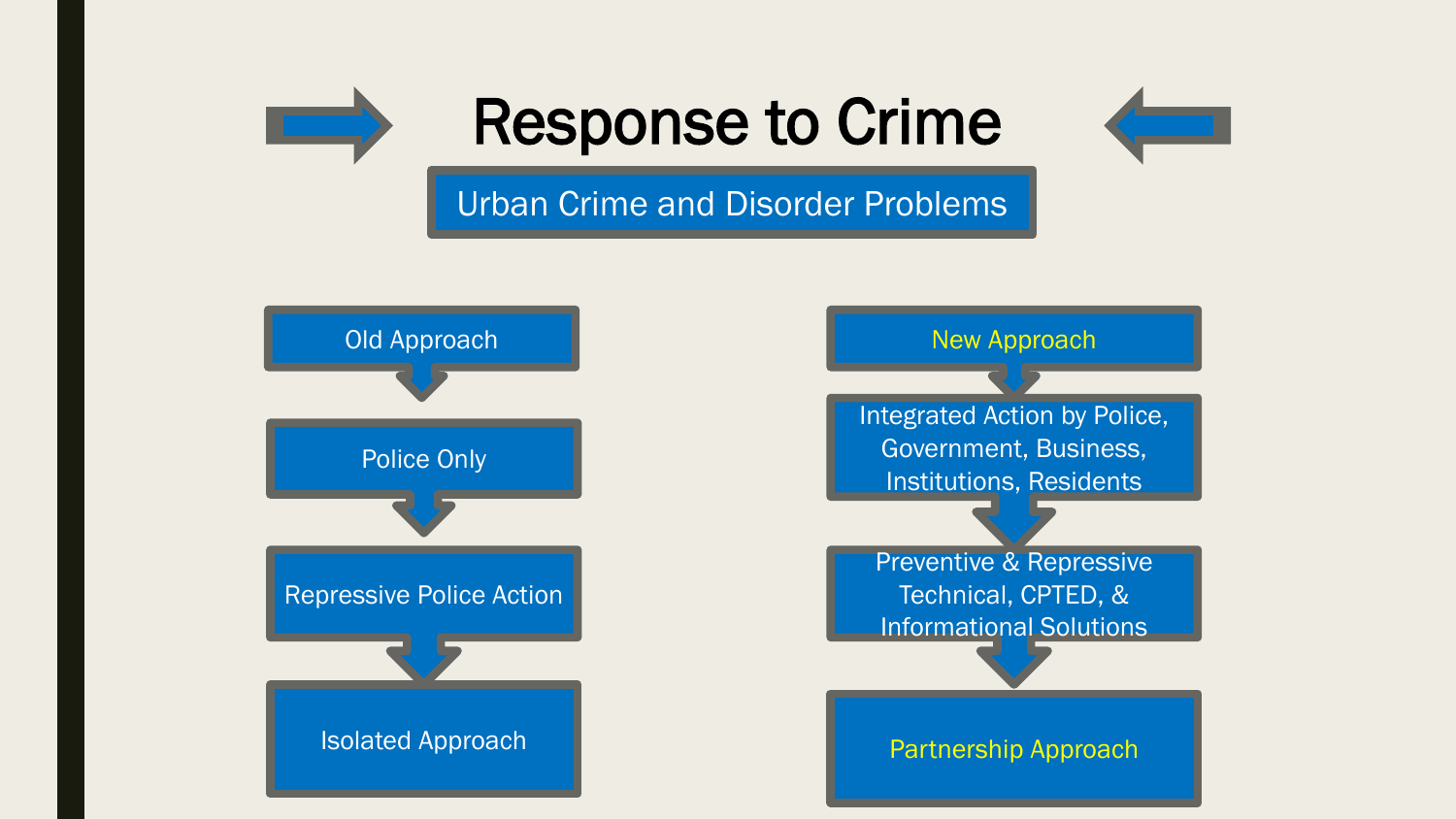# Response to Crime

## Urban Crime and Disorder Problems

**Old Approach**

- Police Only
- Repressive Police Action
- Isolated Approach

**New Approach**

- Integrated Action by Police, Government, Business, Institutions, Residents
- Preventive & Repressive Technical, CPTED, & Informational Solutions
- Partnership Approach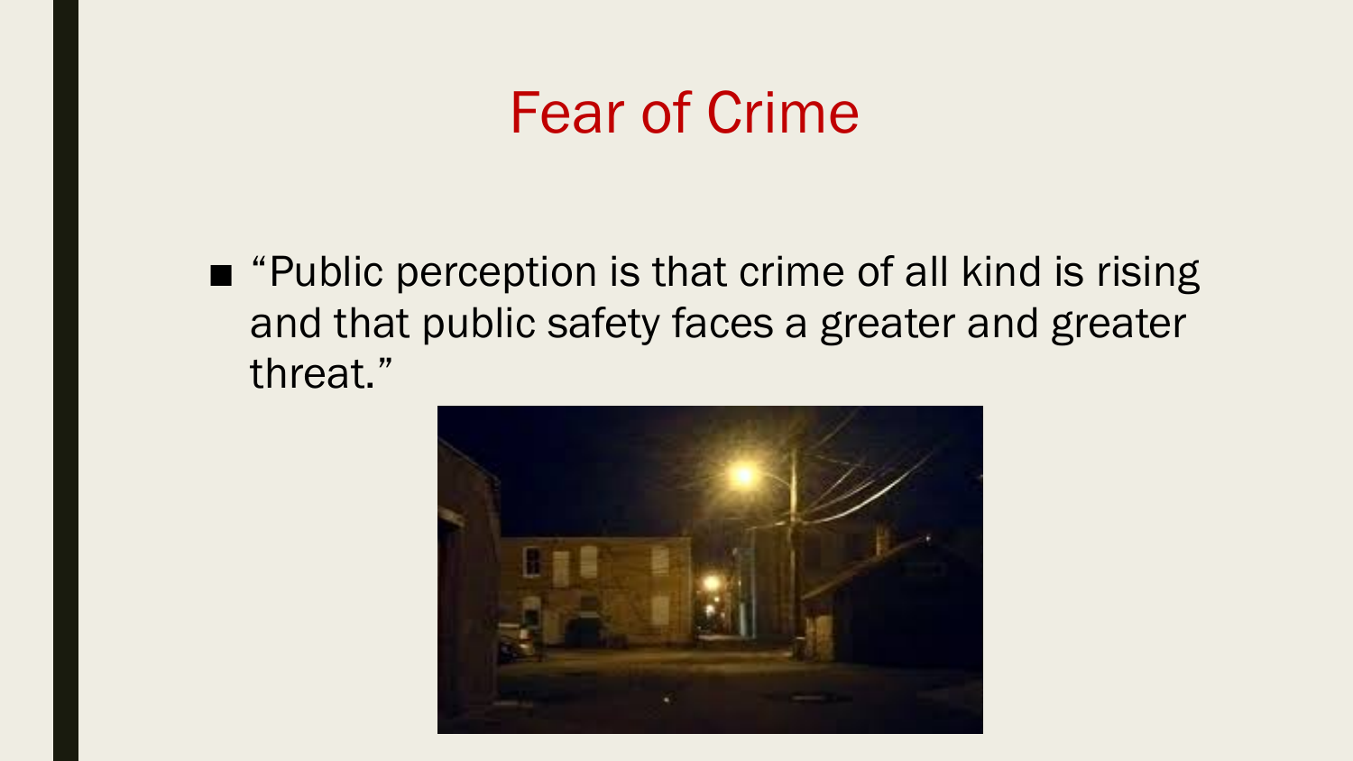# Fear of Crime

- "Public perception is that crime of all kind is rising and that public safety faces a greater and greater threat."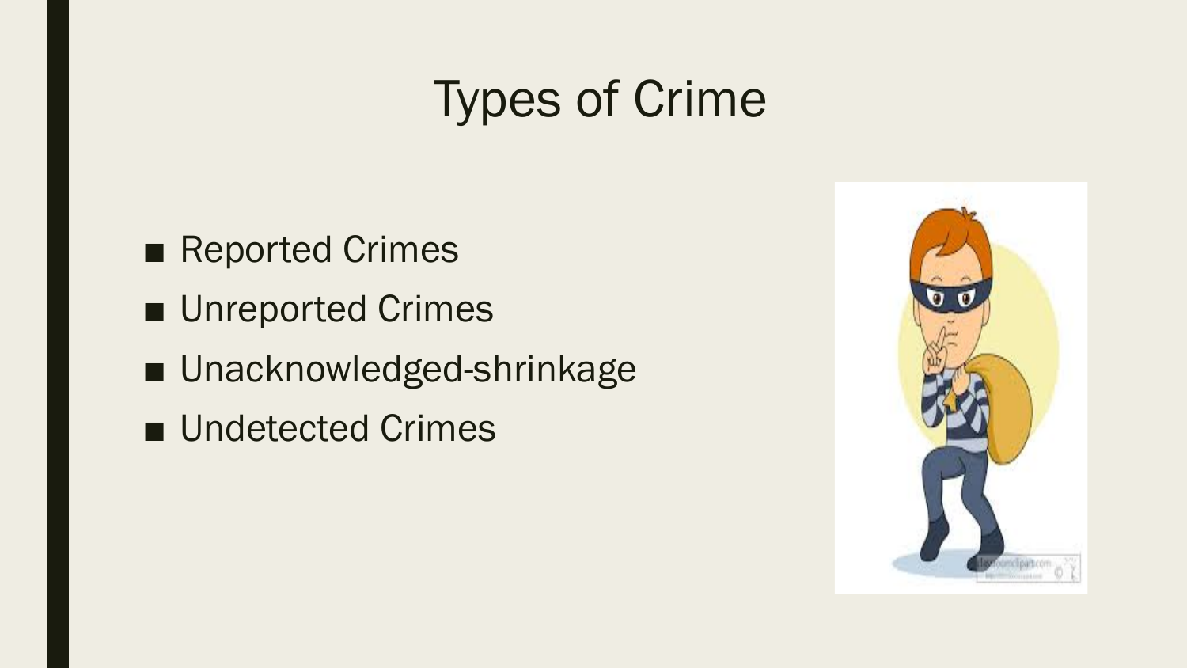# Types of Crime

- Reported Crimes
- Unreported Crimes
- Unacknowledged-shrinkage
- Undetected Crimes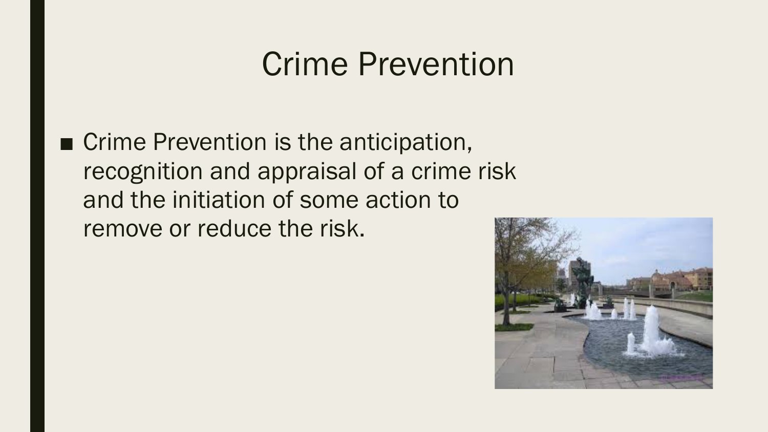# Crime Prevention

- Crime Prevention is the anticipation, recognition and appraisal of a crime risk and the initiation of some action to remove or reduce the risk.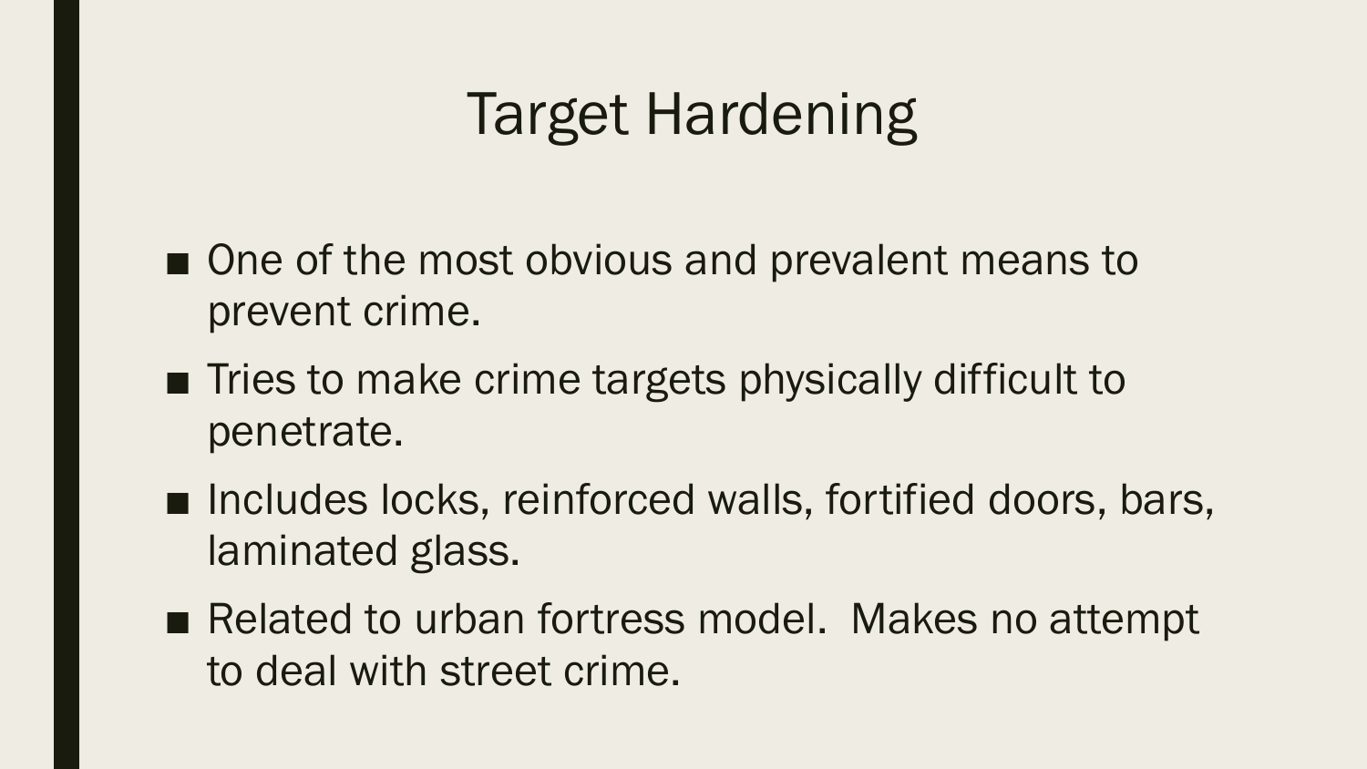# Target Hardening

- One of the most obvious and prevalent means to prevent crime.
- Tries to make crime targets physically difficult to penetrate.
- Includes locks, reinforced walls, fortified doors, bars, laminated glass.
- Related to urban fortress model.  Makes no attempt to deal with street crime.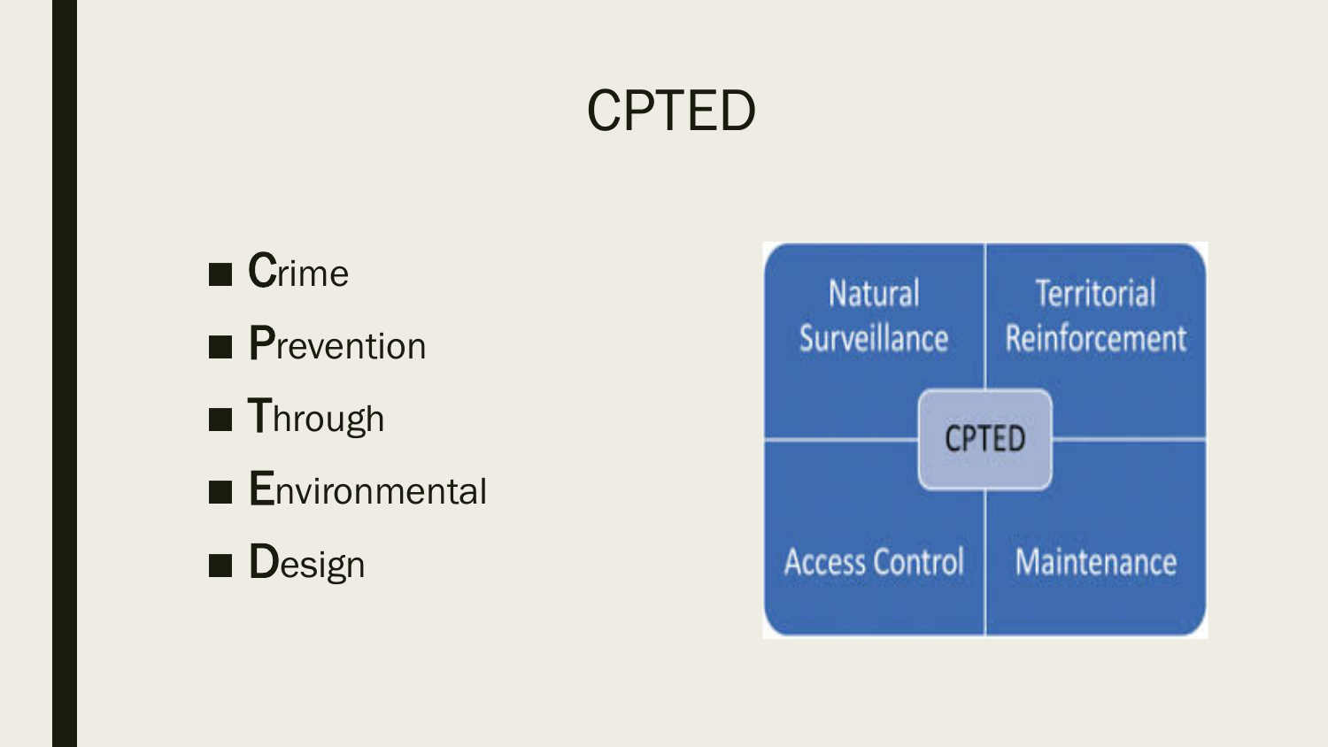# CPTED

- **C**rime
- **P**revention
- **T**hrough
- **E**nvironmental
- **D**esign

| Natural Surveillance | Territorial Reinforcement |
| --- | --- |
| Access Control | Maintenance |

CPTED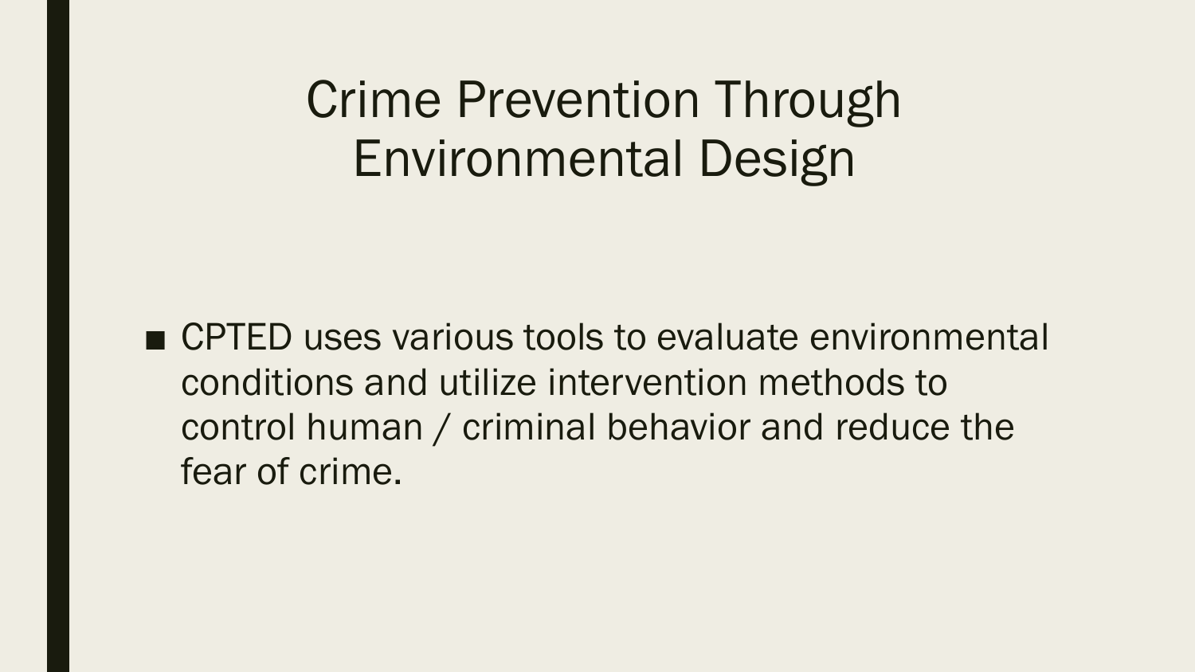# Crime Prevention Through Environmental Design

- CPTED uses various tools to evaluate environmental conditions and utilize intervention methods to control human / criminal behavior and reduce the fear of crime.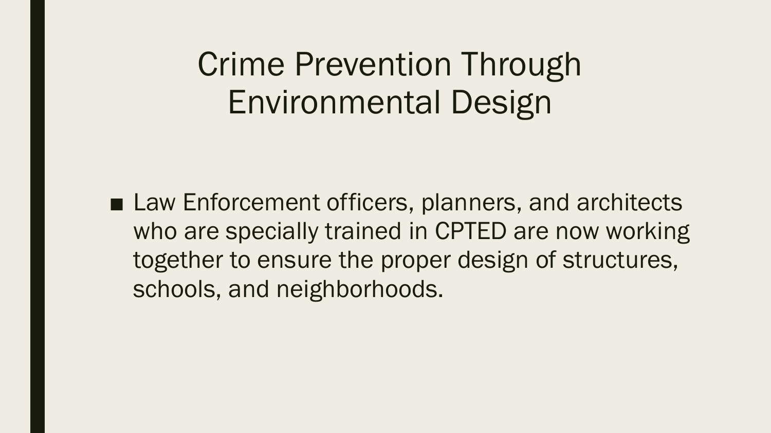# Crime Prevention Through Environmental Design

- Law Enforcement officers, planners, and architects who are specially trained in CPTED are now working together to ensure the proper design of structures, schools, and neighborhoods.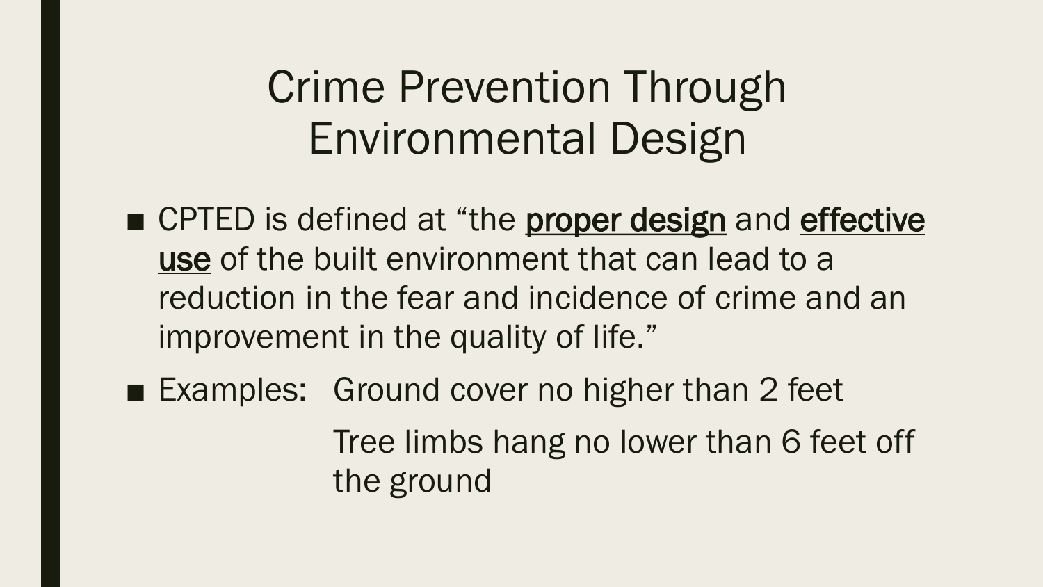# Crime Prevention Through Environmental Design

- CPTED is defined at "the <u>proper design</u> and <u>effective use</u> of the built environment that can lead to a reduction in the fear and incidence of crime and an improvement in the quality of life."
- Examples: Ground cover no higher than 2 feet

  Tree limbs hang no lower than 6 feet off the ground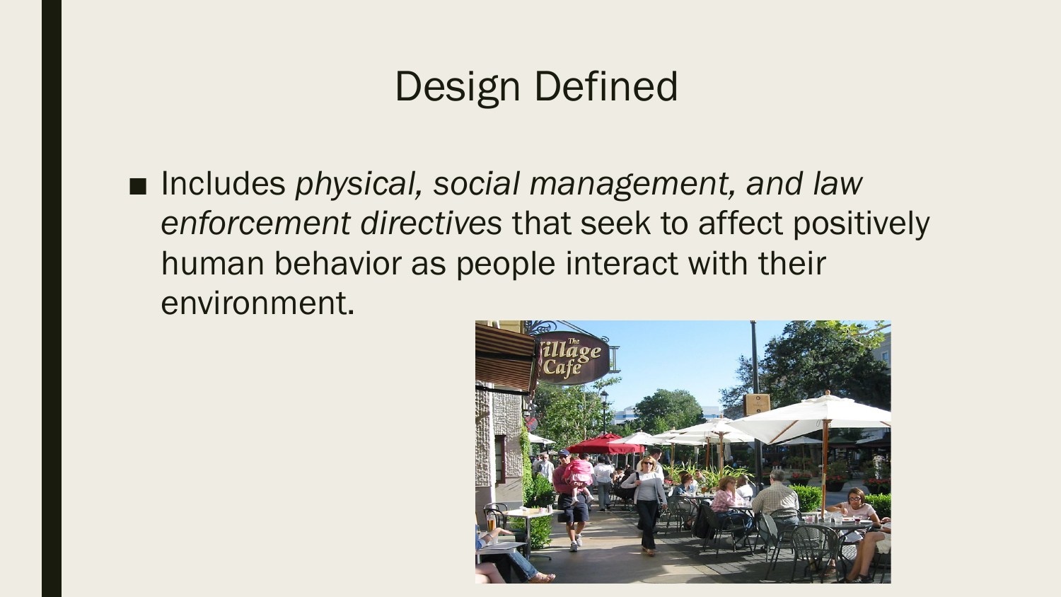# Design Defined

- Includes *physical, social management, and law enforcement directives* that seek to affect positively human behavior as people interact with their environment.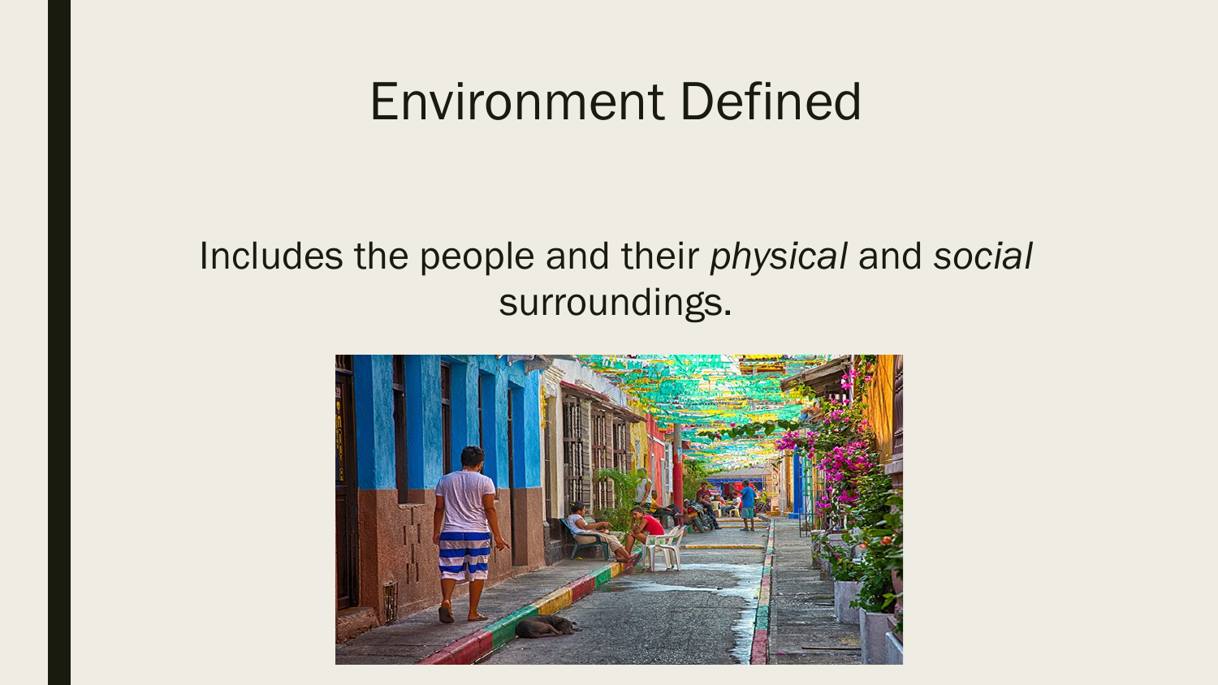# Environment Defined

Includes the people and their *physical* and *social* surroundings.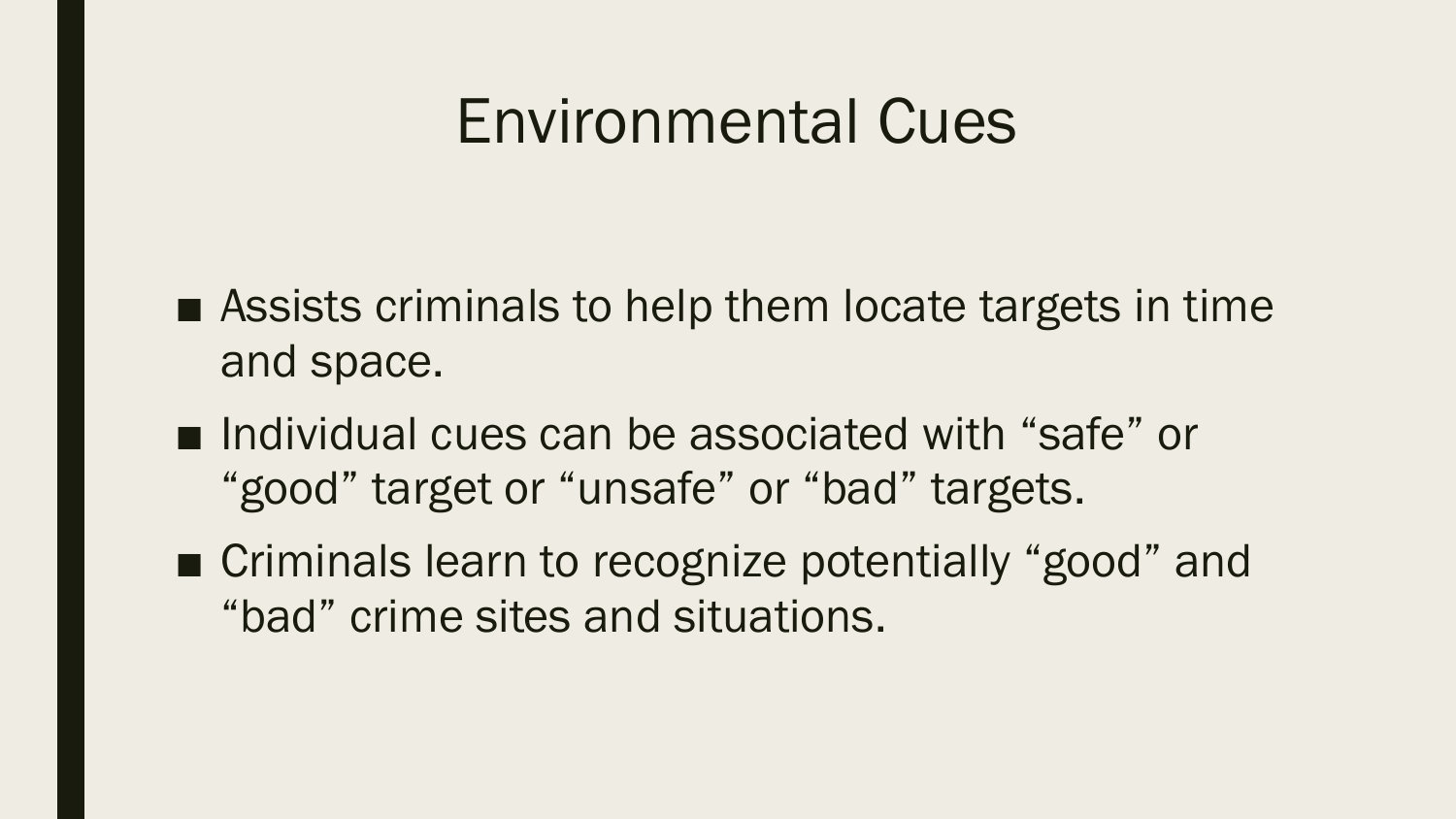# Environmental Cues

- Assists criminals to help them locate targets in time and space.
- Individual cues can be associated with “safe” or “good” target or “unsafe” or “bad” targets.
- Criminals learn to recognize potentially “good” and “bad” crime sites and situations.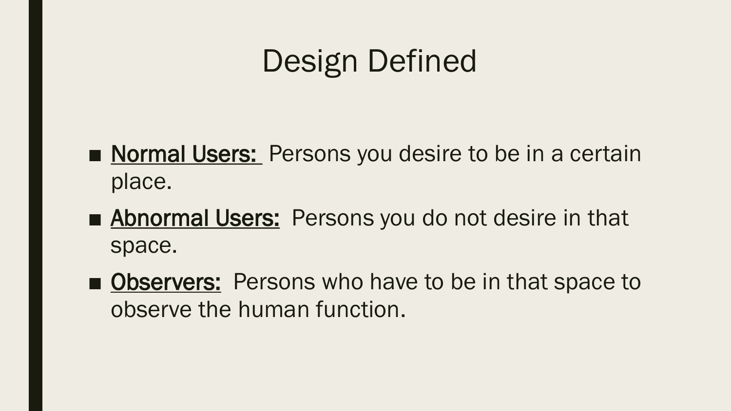# Design Defined

- <u>**Normal Users:**</u> Persons you desire to be in a certain place.
- <u>**Abnormal Users:**</u> Persons you do not desire in that space.
- <u>**Observers:**</u> Persons who have to be in that space to observe the human function.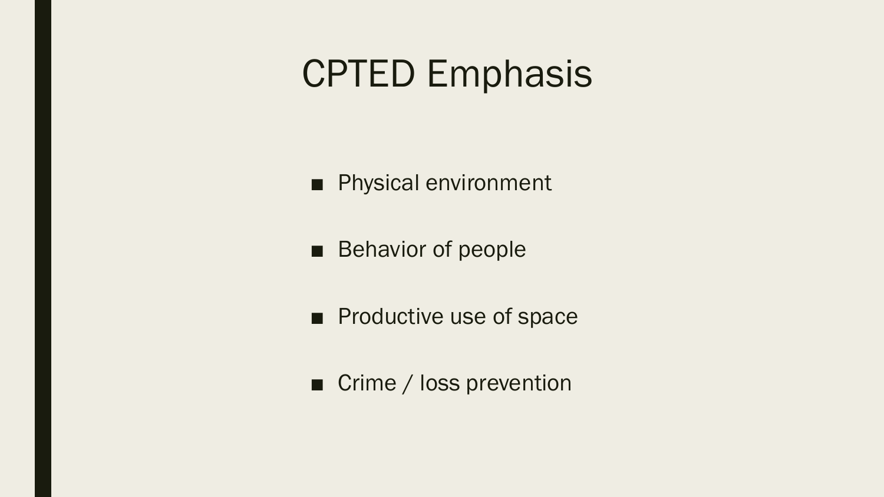# CPTED Emphasis

- Physical environment
- Behavior of people
- Productive use of space
- Crime / loss prevention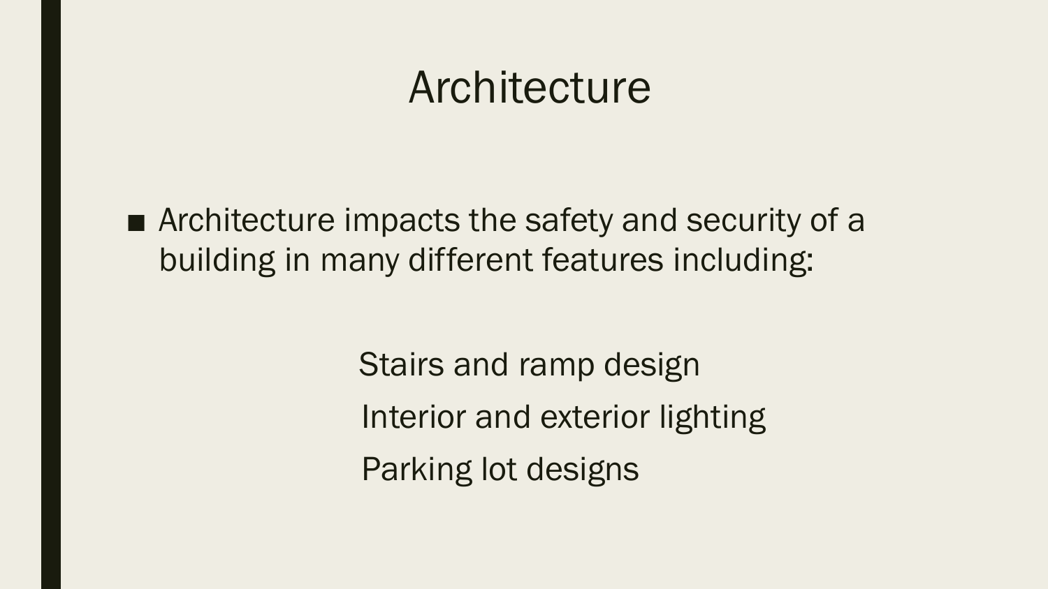# Architecture

- Architecture impacts the safety and security of a building in many different features including:

  Stairs and ramp design

  Interior and exterior lighting

  Parking lot designs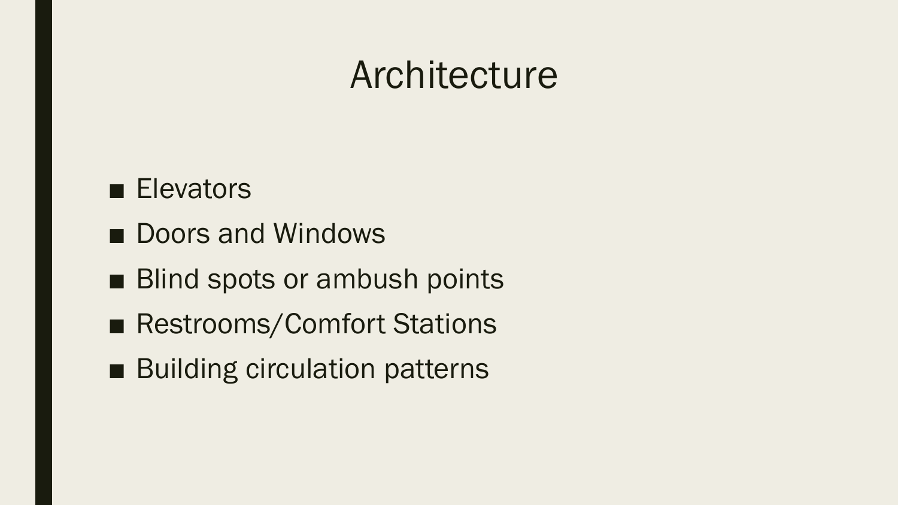# Architecture

- Elevators
- Doors and Windows
- Blind spots or ambush points
- Restrooms/Comfort Stations
- Building circulation patterns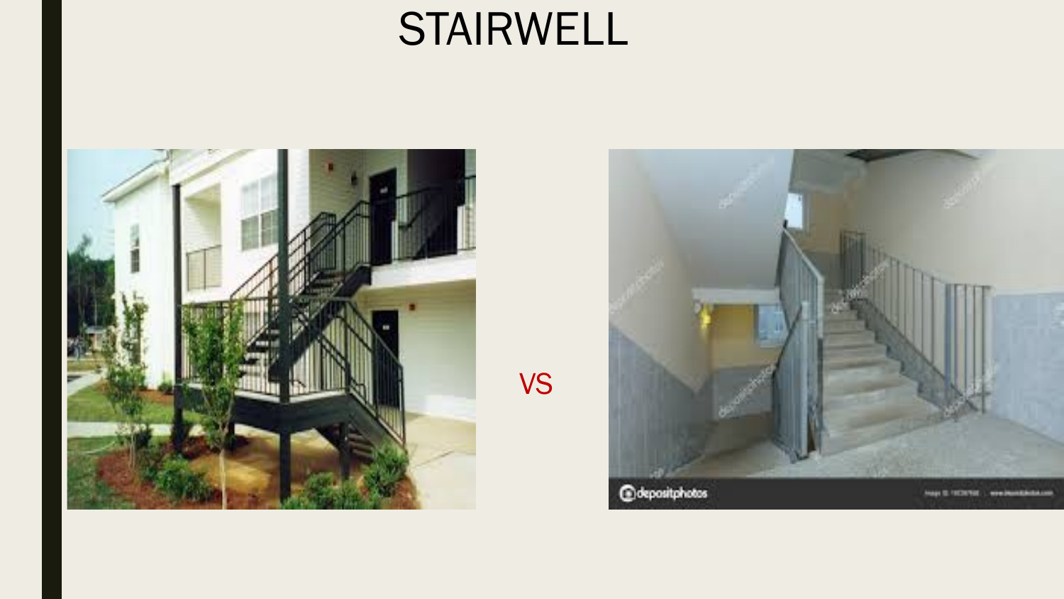# STAIRWELL

VS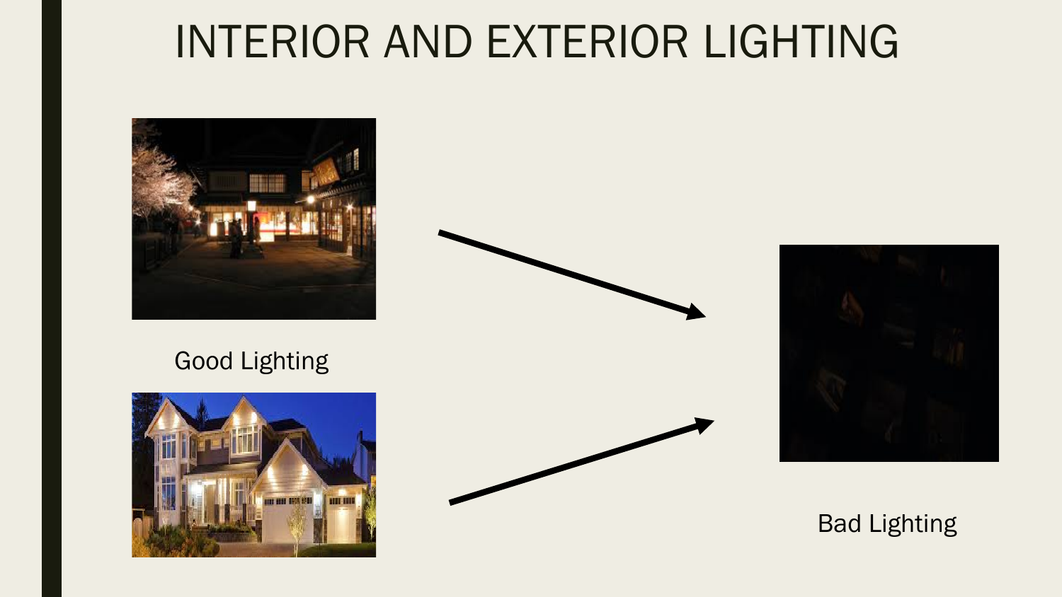# INTERIOR AND EXTERIOR LIGHTING

Good Lighting

Bad Lighting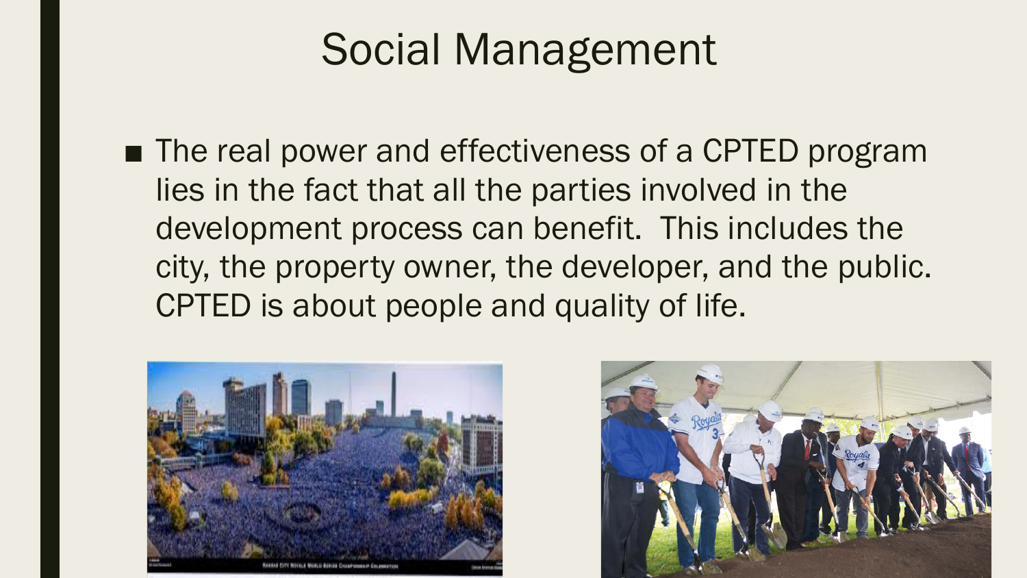# Social Management

- The real power and effectiveness of a CPTED program lies in the fact that all the parties involved in the development process can benefit. This includes the city, the property owner, the developer, and the public. CPTED is about people and quality of life.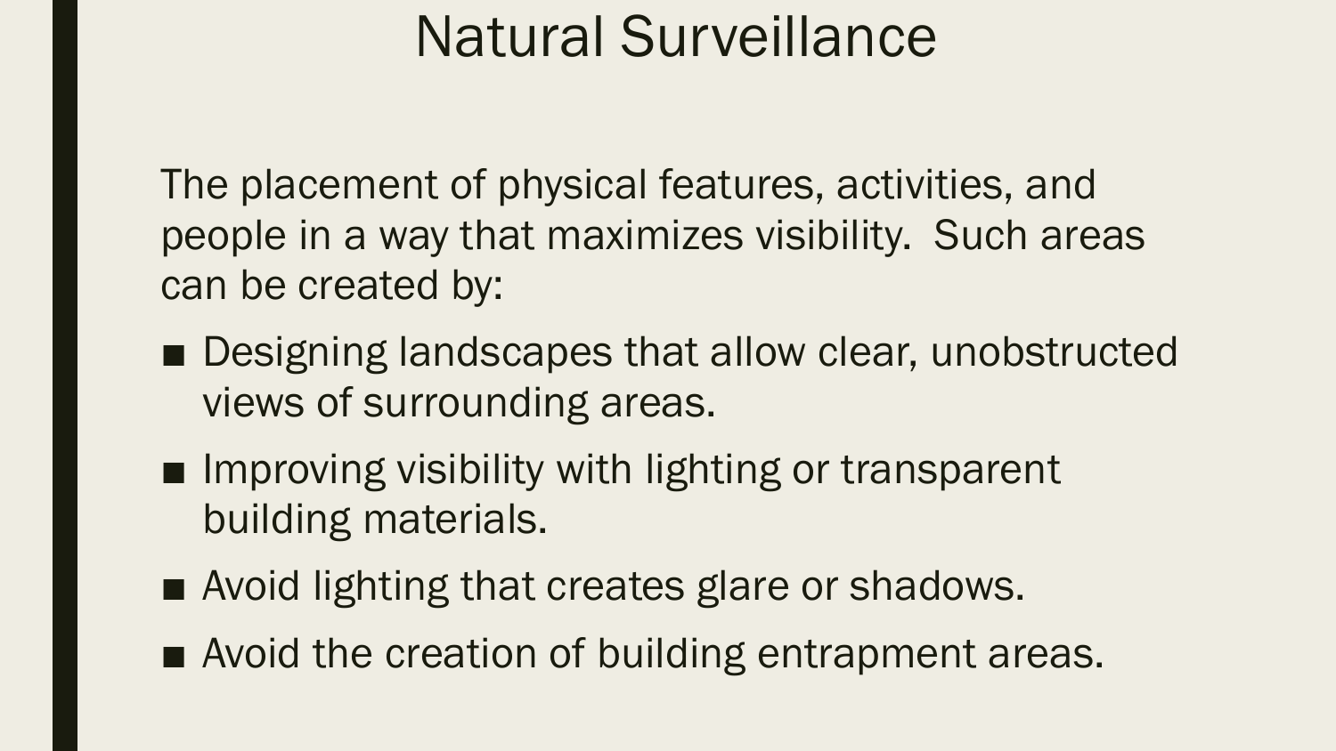# Natural Surveillance

The placement of physical features, activities, and people in a way that maximizes visibility. Such areas can be created by:

- Designing landscapes that allow clear, unobstructed views of surrounding areas.
- Improving visibility with lighting or transparent building materials.
- Avoid lighting that creates glare or shadows.
- Avoid the creation of building entrapment areas.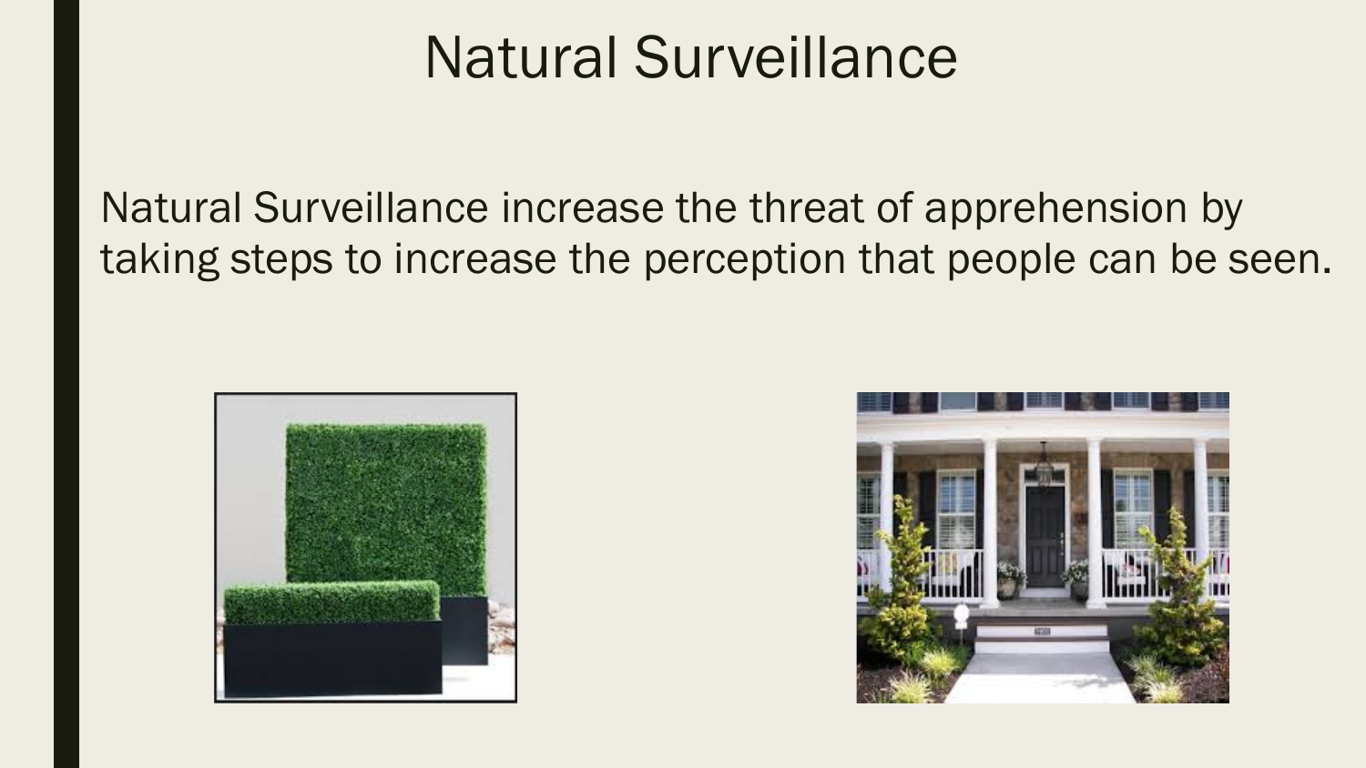# Natural Surveillance

Natural Surveillance increase the threat of apprehension by taking steps to increase the perception that people can be seen.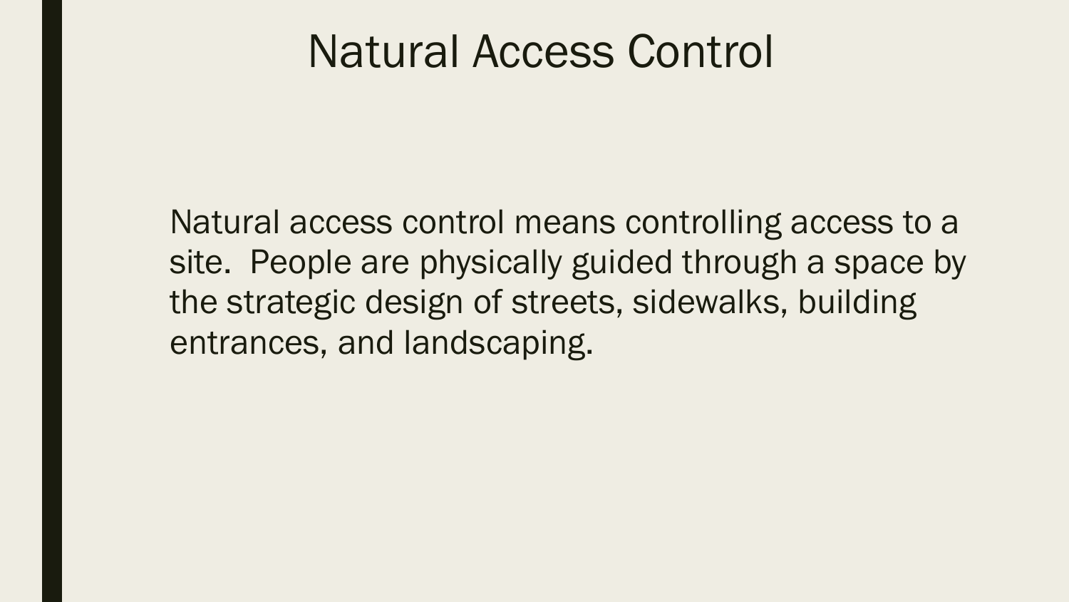# Natural Access Control

Natural access control means controlling access to a site. People are physically guided through a space by the strategic design of streets, sidewalks, building entrances, and landscaping.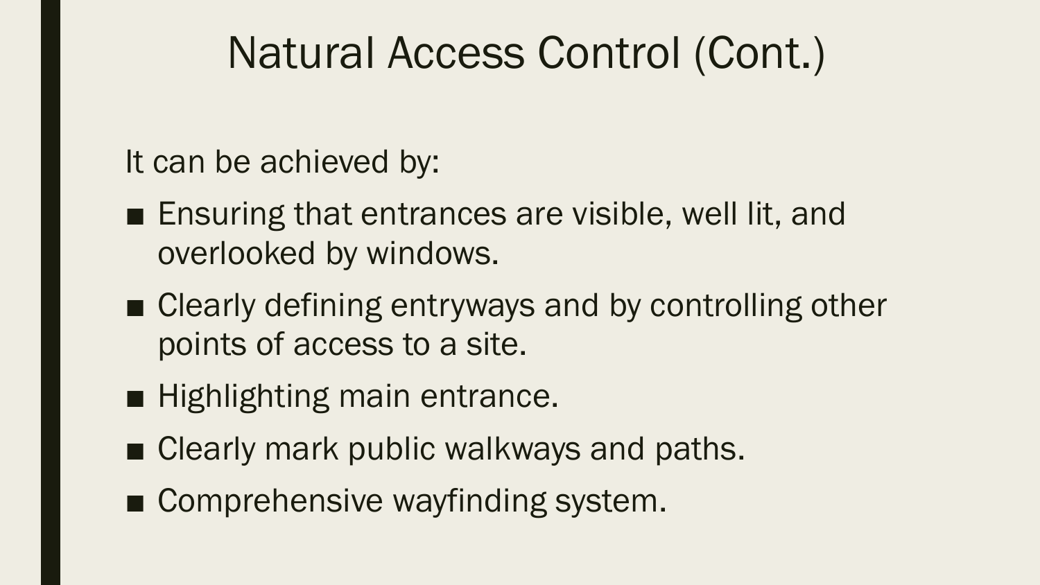# Natural Access Control (Cont.)

It can be achieved by:

- Ensuring that entrances are visible, well lit, and overlooked by windows.
- Clearly defining entryways and by controlling other points of access to a site.
- Highlighting main entrance.
- Clearly mark public walkways and paths.
- Comprehensive wayfinding system.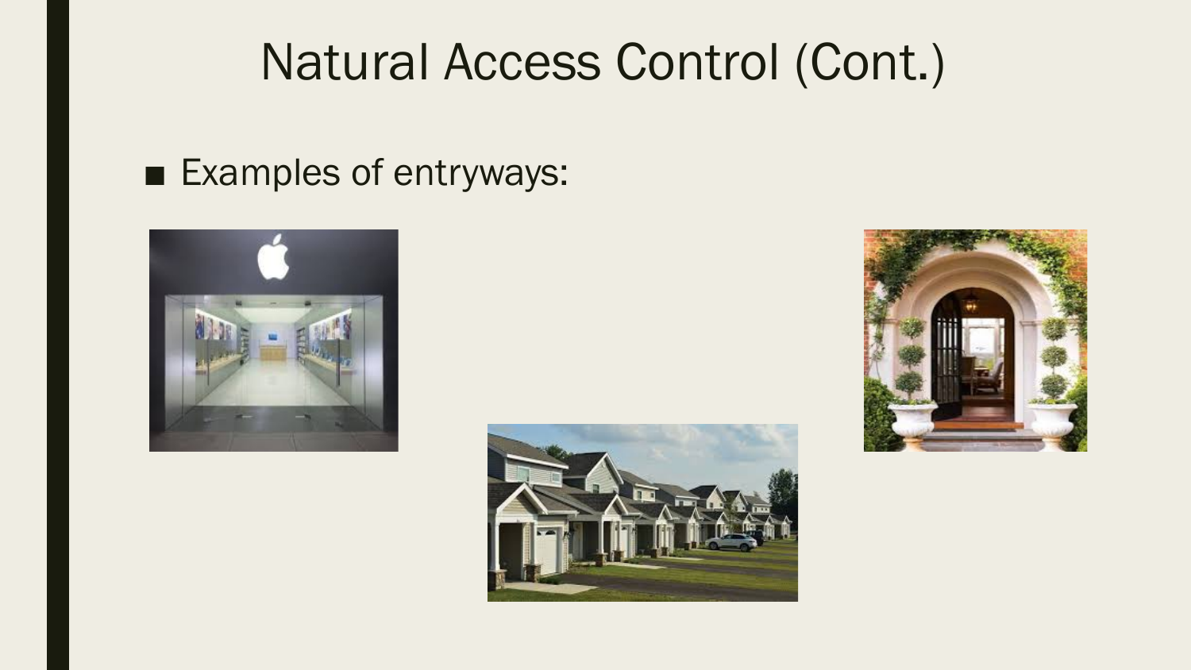# Natural Access Control (Cont.)

- Examples of entryways: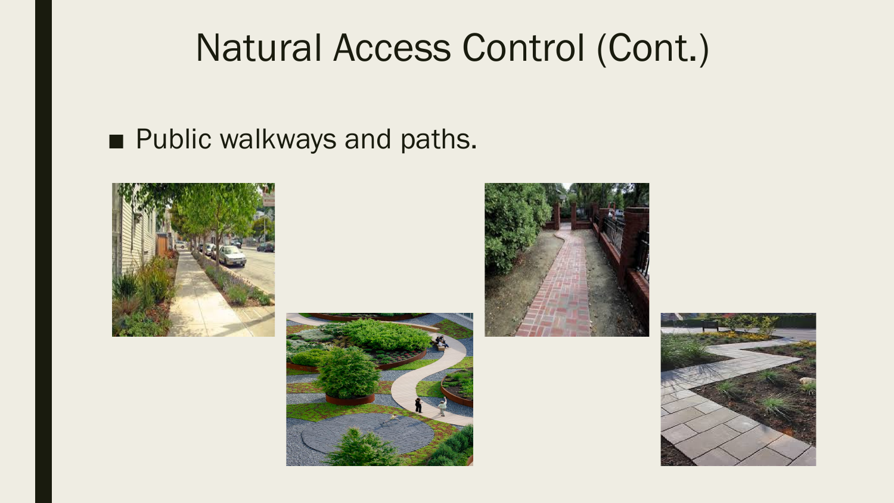# Natural Access Control (Cont.)

- Public walkways and paths.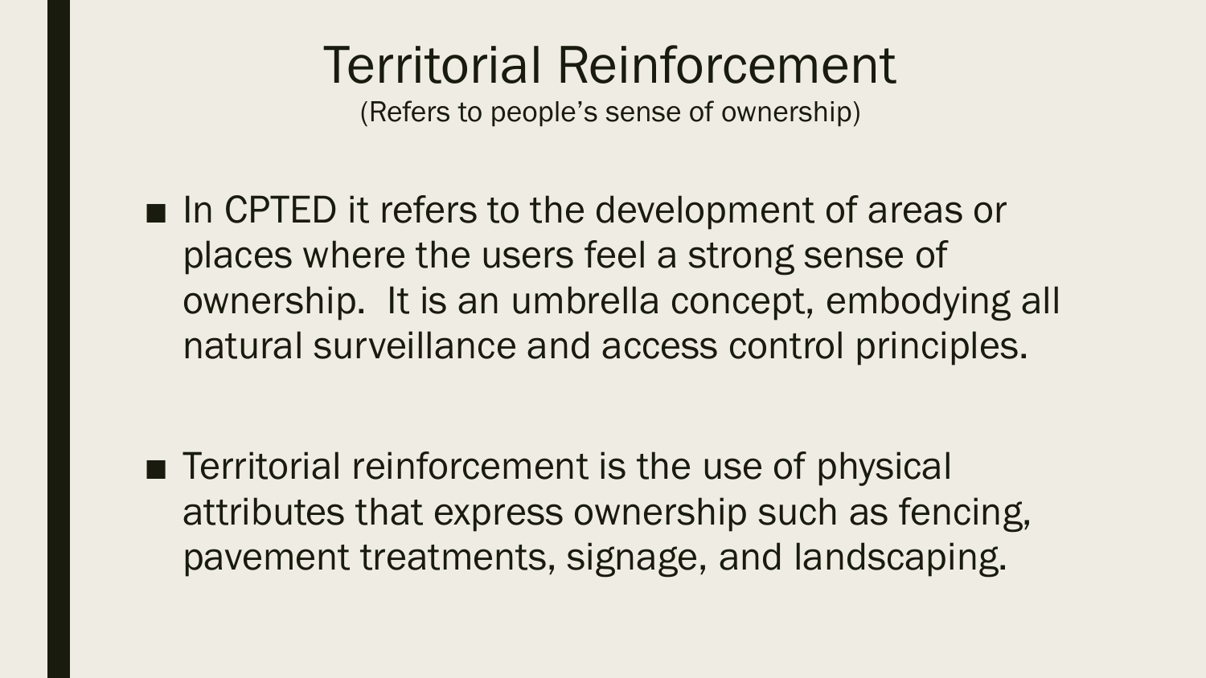# Territorial Reinforcement

(Refers to people's sense of ownership)

- In CPTED it refers to the development of areas or places where the users feel a strong sense of ownership. It is an umbrella concept, embodying all natural surveillance and access control principles.

- Territorial reinforcement is the use of physical attributes that express ownership such as fencing, pavement treatments, signage, and landscaping.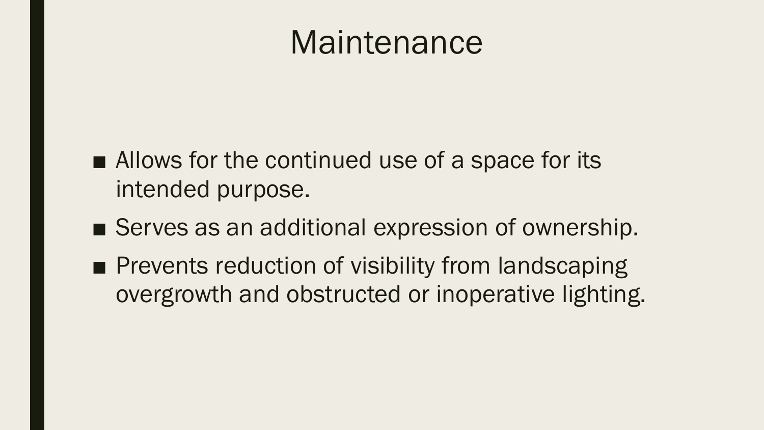# Maintenance

- Allows for the continued use of a space for its intended purpose.
- Serves as an additional expression of ownership.
- Prevents reduction of visibility from landscaping overgrowth and obstructed or inoperative lighting.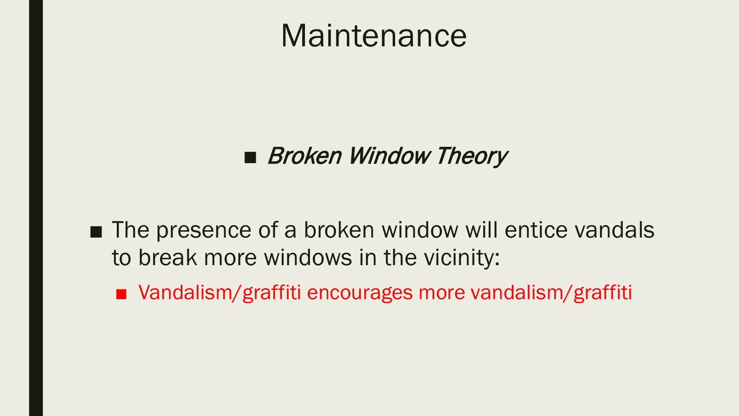# Maintenance

- *Broken Window Theory*

- The presence of a broken window will entice vandals to break more windows in the vicinity:
  - Vandalism/graffiti encourages more vandalism/graffiti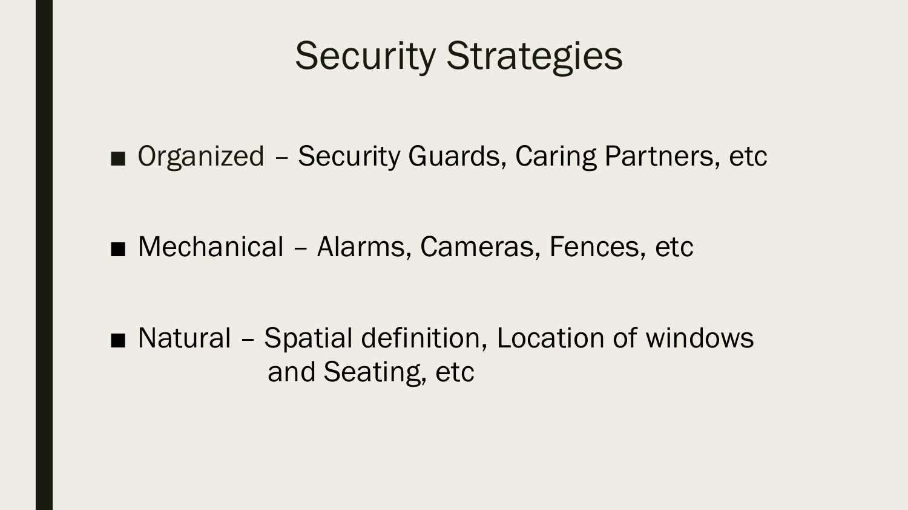# Security Strategies

- Organized – Security Guards, Caring Partners, etc
- Mechanical – Alarms, Cameras, Fences, etc
- Natural – Spatial definition, Location of windows and Seating, etc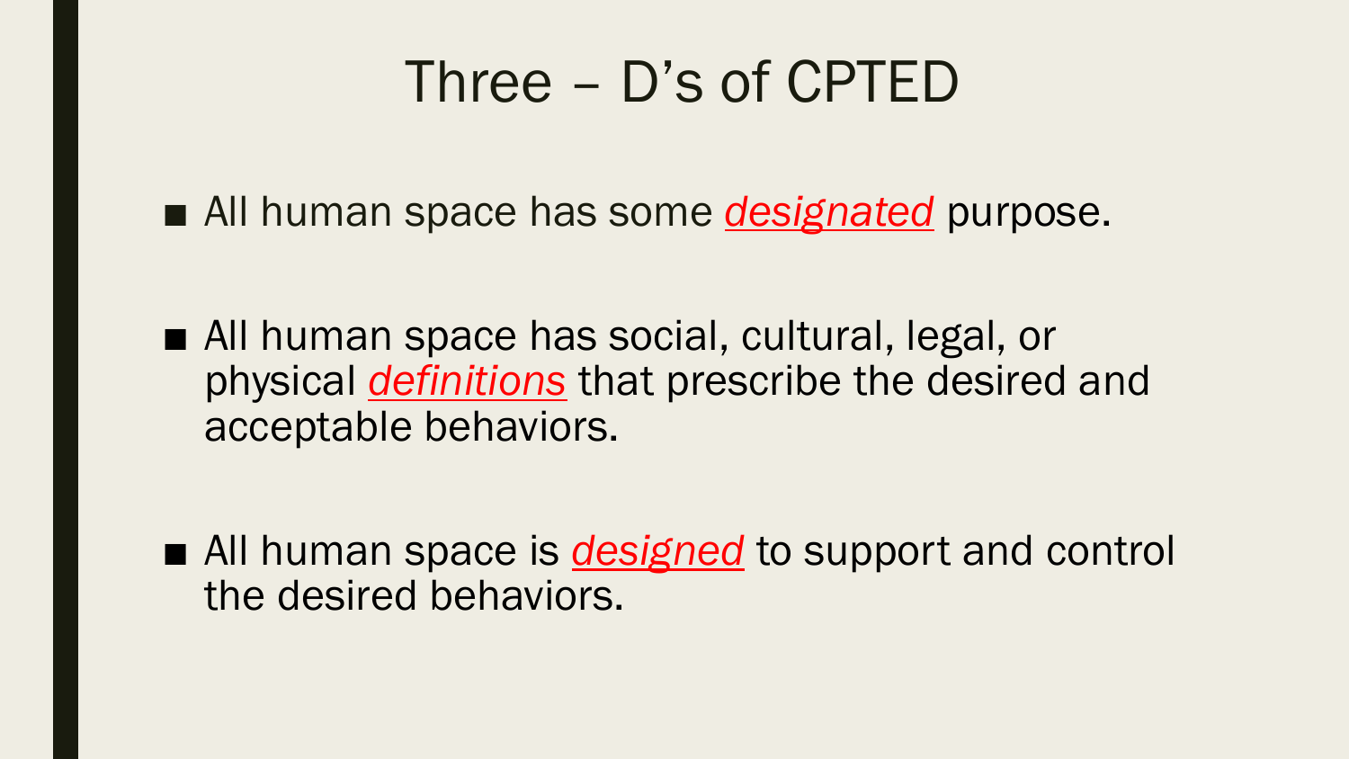# Three – D's of CPTED

- All human space has some ***designated*** purpose.

- All human space has social, cultural, legal, or physical ***definitions*** that prescribe the desired and acceptable behaviors.

- All human space is ***designed*** to support and control the desired behaviors.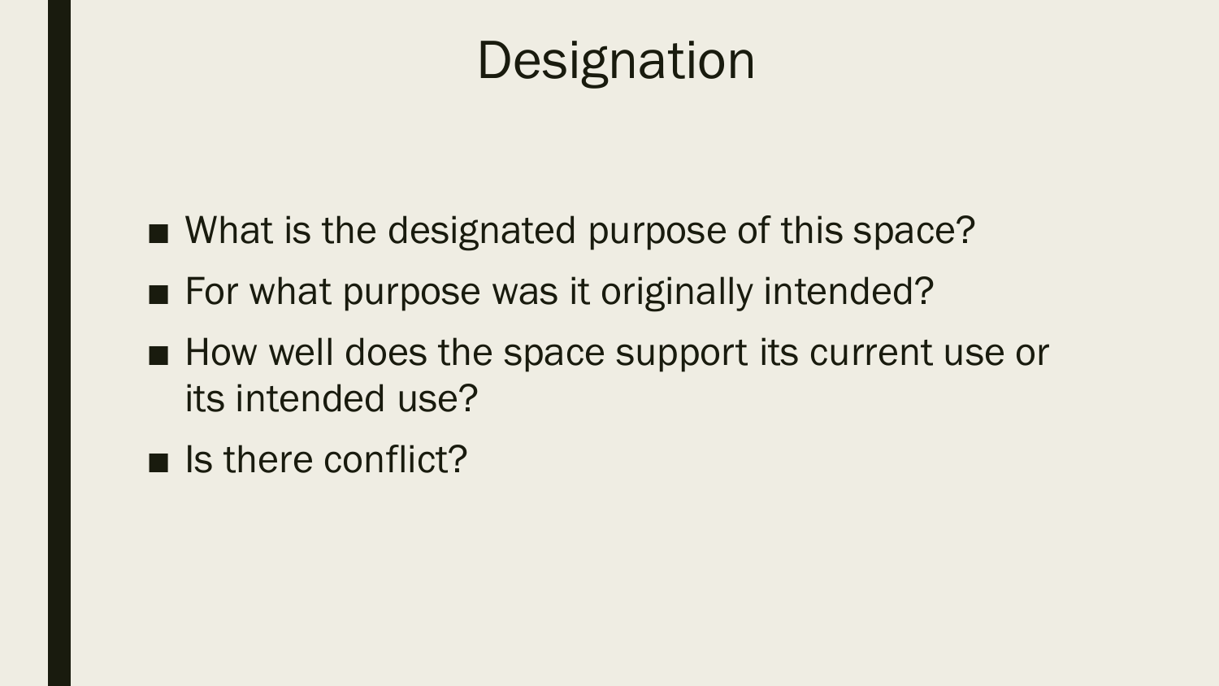# Designation

- What is the designated purpose of this space?
- For what purpose was it originally intended?
- How well does the space support its current use or its intended use?
- Is there conflict?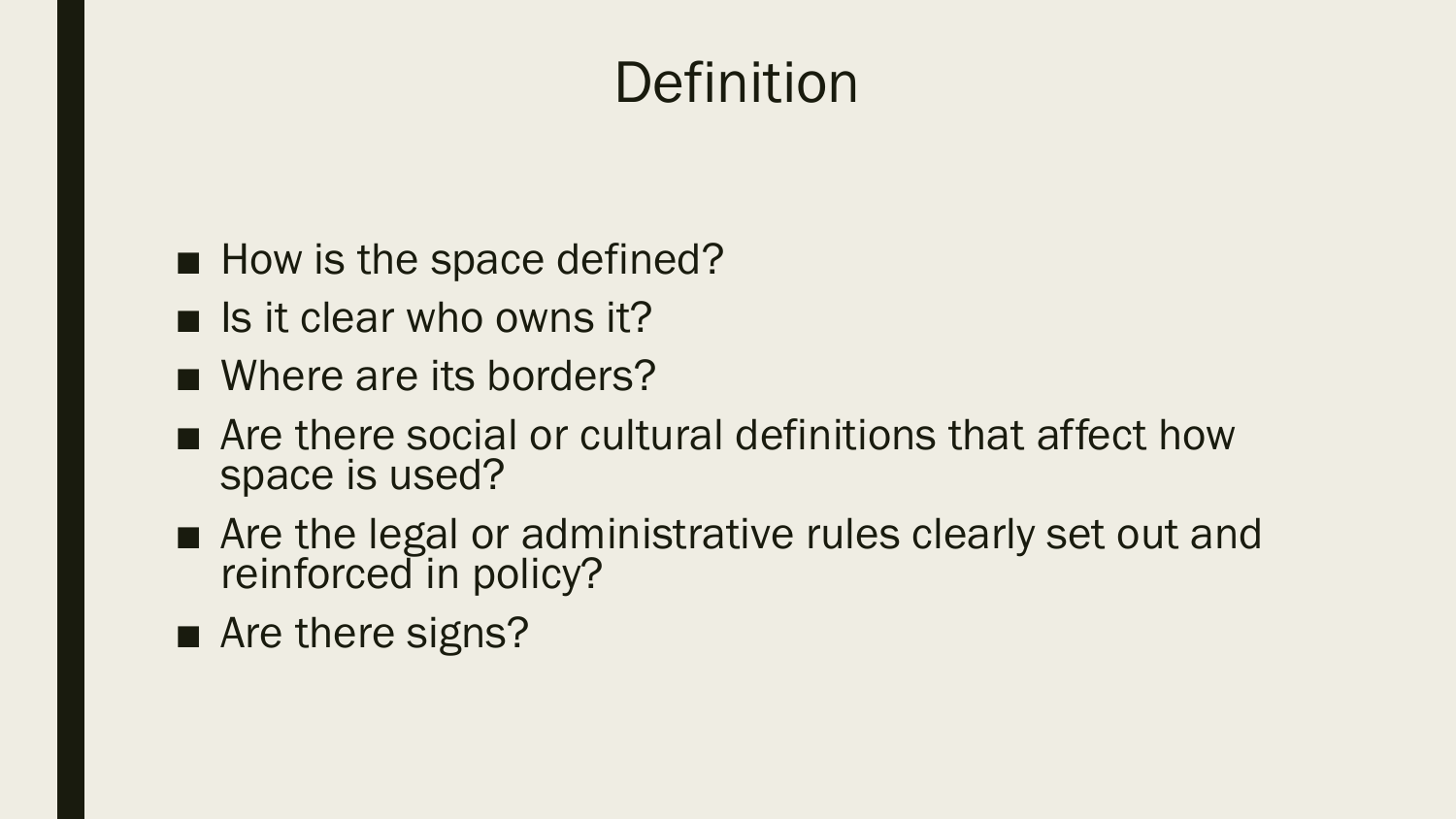# Definition

- How is the space defined?
- Is it clear who owns it?
- Where are its borders?
- Are there social or cultural definitions that affect how space is used?
- Are the legal or administrative rules clearly set out and reinforced in policy?
- Are there signs?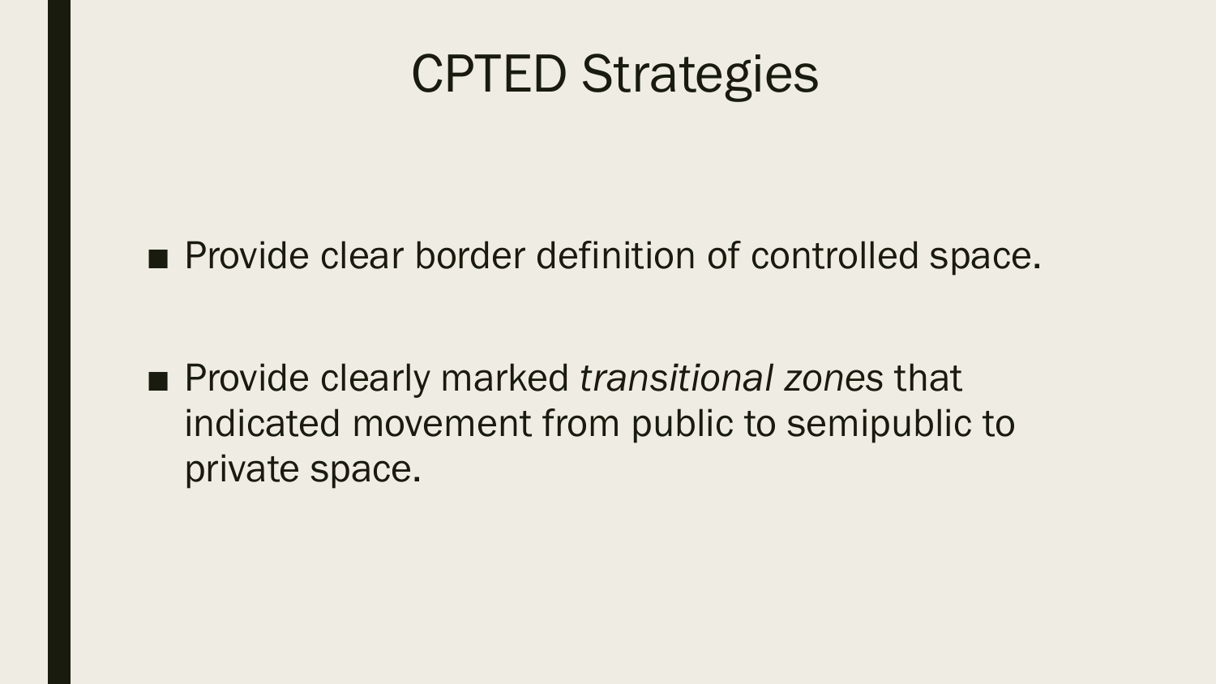# CPTED Strategies

- Provide clear border definition of controlled space.
- Provide clearly marked *transitional zones* that indicated movement from public to semipublic to private space.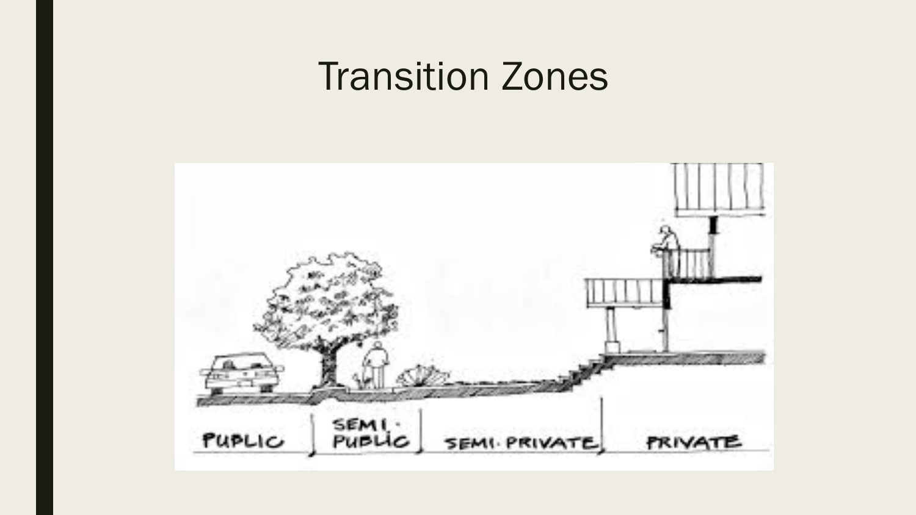# Transition Zones

PUPLIC | SEMI-PUBLIC | SEMI-PRIVATE | PRIVATE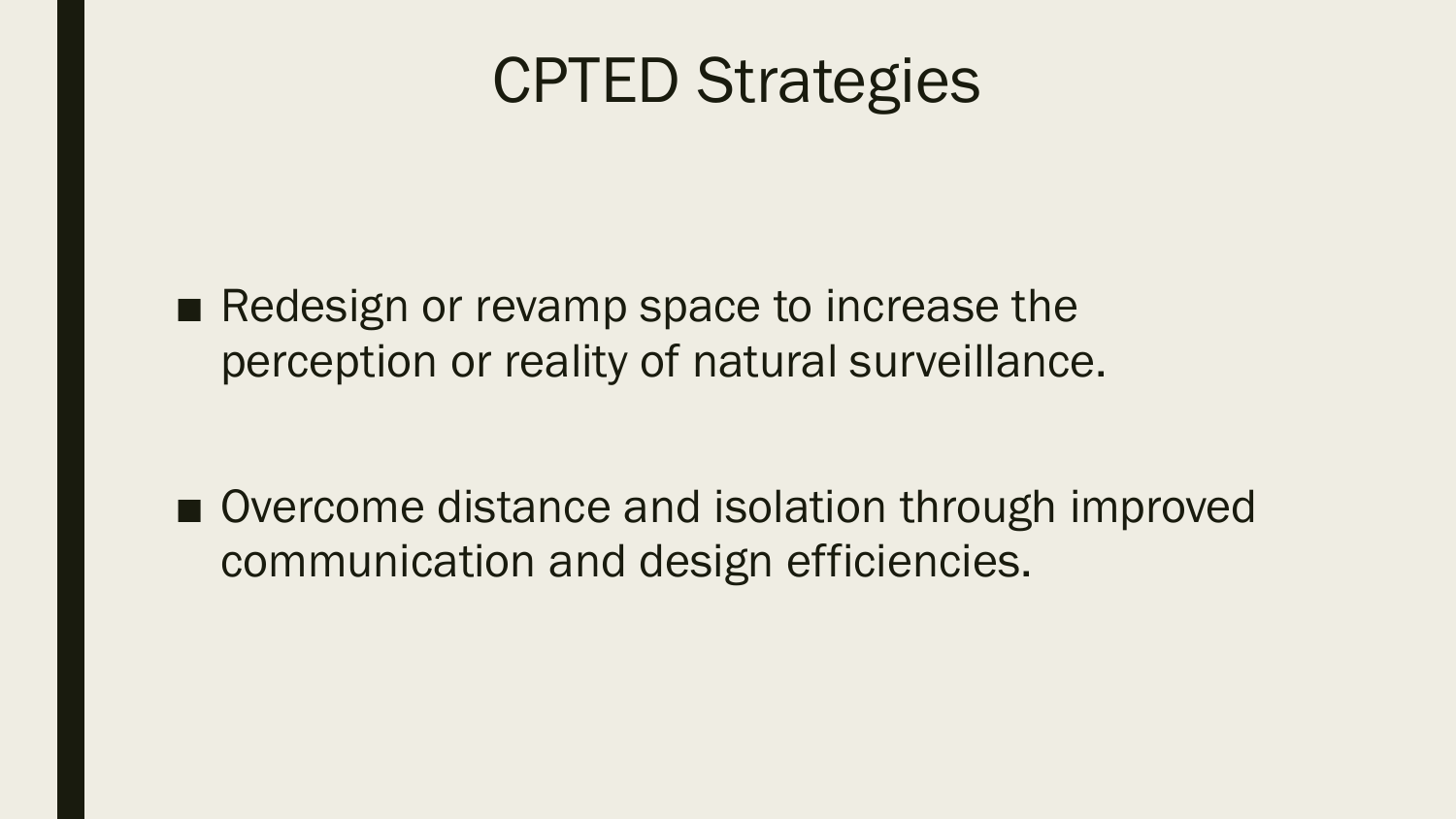# CPTED Strategies

- Redesign or revamp space to increase the perception or reality of natural surveillance.

- Overcome distance and isolation through improved communication and design efficiencies.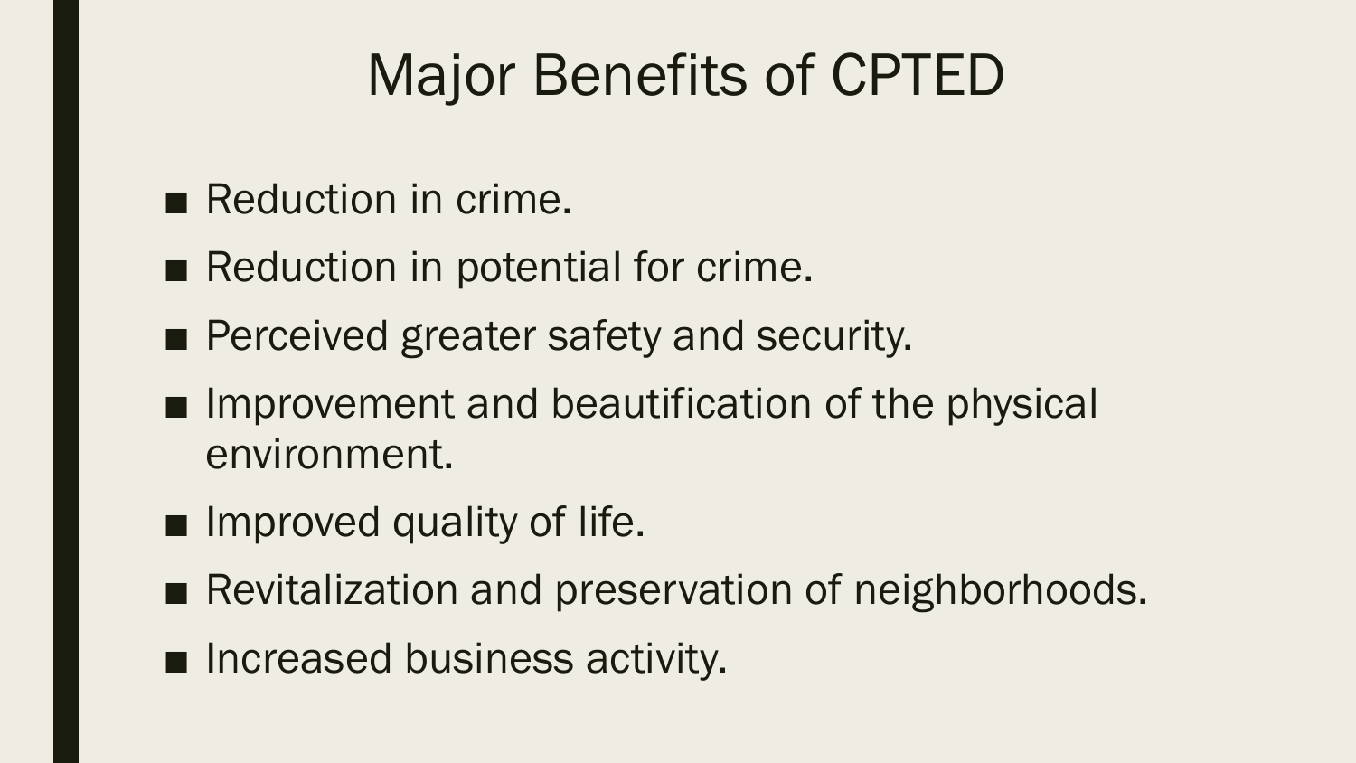# Major Benefits of CPTED

- Reduction in crime.
- Reduction in potential for crime.
- Perceived greater safety and security.
- Improvement and beautification of the physical environment.
- Improved quality of life.
- Revitalization and preservation of neighborhoods.
- Increased business activity.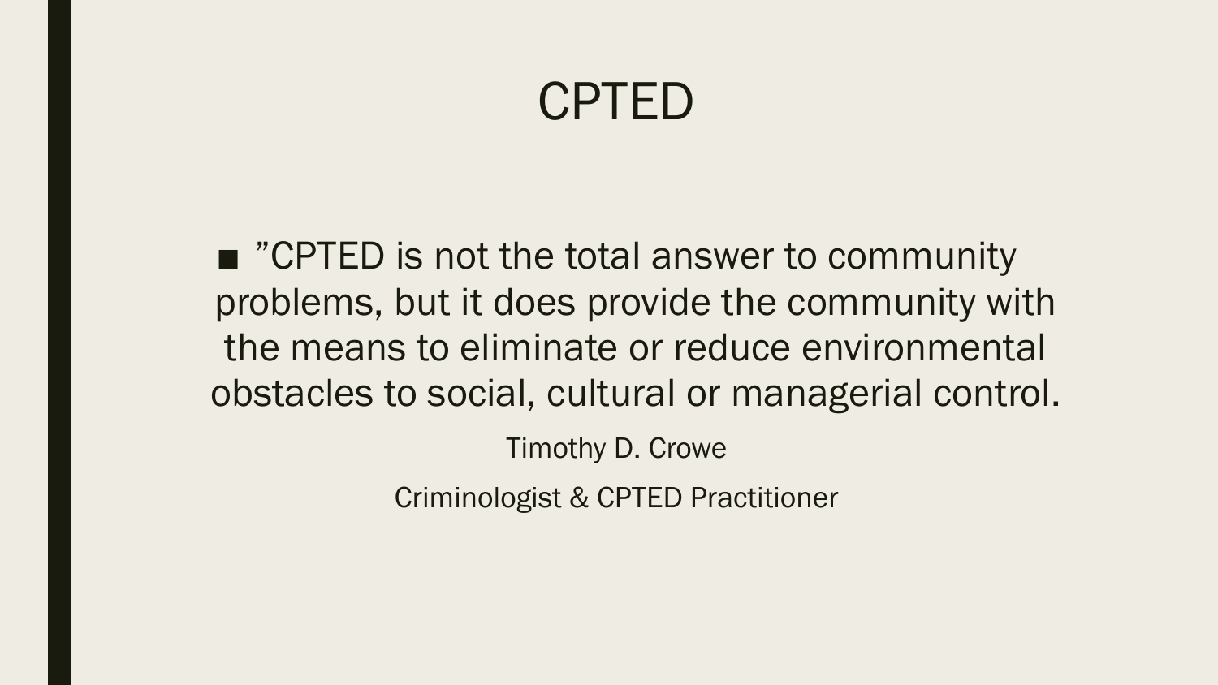# CPTED

- ”CPTED is not the total answer to community problems, but it does provide the community with the means to eliminate or reduce environmental obstacles to social, cultural or managerial control.

Timothy D. Crowe

Criminologist & CPTED Practitioner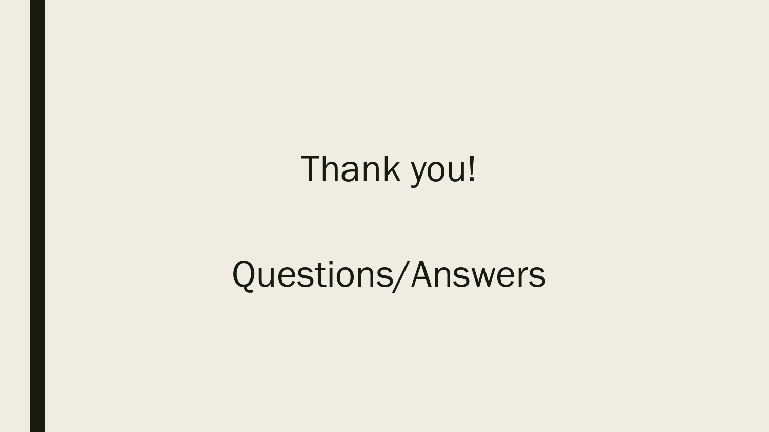Thank you!

Questions/Answers